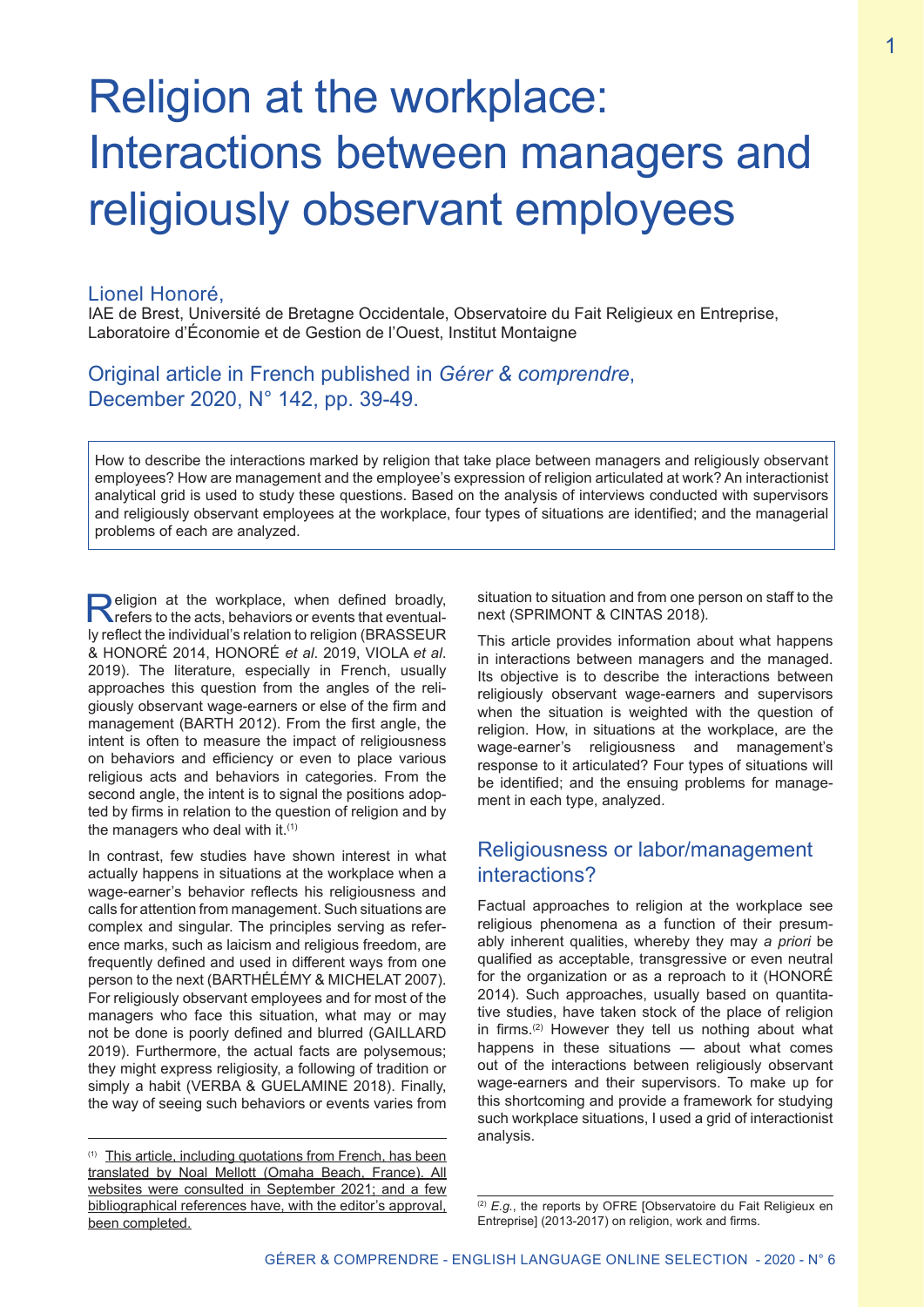# Religion at the workplace: Interactions between managers and religiously observant employees

## Lionel Honoré,

IAE de Brest, Université de Bretagne Occidentale, Observatoire du Fait Religieux en Entreprise, Laboratoire d'Économie et de Gestion de l'Ouest, Institut Montaigne

Original article in French published in *Gérer & comprendre*, December 2020, N° 142, pp. 39-49.

How to describe the interactions marked by religion that take place between managers and religiously observant employees? How are management and the employee's expression of religion articulated at work? An interactionist analytical grid is used to study these questions. Based on the analysis of interviews conducted with supervisors and religiously observant employees at the workplace, four types of situations are identified; and the managerial problems of each are analyzed.

Religion at the workplace, when defined broadly, refers to the acts, behaviors or events that eventually reflect the individual's relation to religion (BRASSEUR & HONORÉ 2014, HONORÉ *et al*. 2019, VIOLA *et al*. 2019). The literature, especially in French, usually approaches this question from the angles of the religiously observant wage-earners or else of the firm and management (BARTH 2012). From the first angle, the intent is often to measure the impact of religiousness on behaviors and efficiency or even to place various religious acts and behaviors in categories. From the second angle, the intent is to signal the positions adopted by firms in relation to the question of religion and by the managers who deal with it.[1]

In contrast, few studies have shown interest in what actually happens in situations at the workplace when a wage-earner's behavior reflects his religiousness and calls for attention from management. Such situations are complex and singular. The principles serving as reference marks, such as laicism and religious freedom, are frequently defined and used in different ways from one person to the next (BARTHÉLÉMY & MICHELAT 2007). For religiously observant employees and for most of the managers who face this situation, what may or may not be done is poorly defined and blurred (GAILLARD 2019). Furthermore, the actual facts are polysemous; they might express religiosity, a following of tradition or simply a habit (VERBA & GUELAMINE 2018). Finally, the way of seeing such behaviors or events varies from situation to situation and from one person on staff to the next (SPRIMONT & CINTAS 2018).

This article provides information about what happens in interactions between managers and the managed. Its objective is to describe the interactions between religiously observant wage-earners and supervisors when the situation is weighted with the question of religion. How, in situations at the workplace, are the wage-earner's religiousness and management's response to it articulated? Four types of situations will be identified; and the ensuing problems for management in each type, analyzed.

## Religiousness or labor/management interactions?

Factual approaches to religion at the workplace see religious phenomena as a function of their presumably inherent qualities, whereby they may *a priori* be qualified as acceptable, transgressive or even neutral for the organization or as a reproach to it (HONORÉ 2014). Such approaches, usually based on quantitative studies, have taken stock of the place of religion in firms.[2] However they tell us nothing about what happens in these situations — about what comes out of the interactions between religiously observant wage-earners and their supervisors. To make up for this shortcoming and provide a framework for studying such workplace situations, I used a grid of interactionist analysis.

---

[1] This article, including quotations from French, has been translated by Noal Mellott (Omaha Beach, France). All websites were consulted in September 2021; and a few bibliographical references have, with the editor's approval, been completed.

[2] *E.g.*, the reports by OFRE [Observatoire du Fait Religieux en Entreprise] (2013-2017) on religion, work and firms.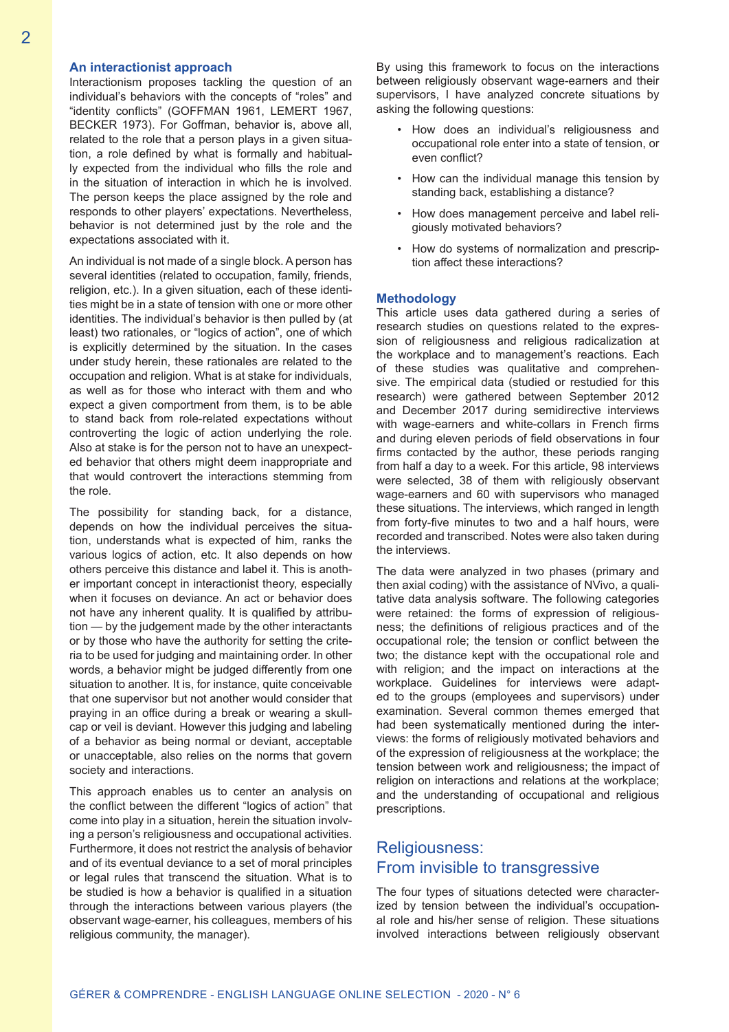### An interactionist approach

Interactionism proposes tackling the question of an individual's behaviors with the concepts of "roles" and "identity conflicts" (GOFFMAN 1961, LEMERT 1967, BECKER 1973). For Goffman, behavior is, above all, related to the role that a person plays in a given situation, a role defined by what is formally and habitually expected from the individual who fills the role and in the situation of interaction in which he is involved. The person keeps the place assigned by the role and responds to other players' expectations. Nevertheless, behavior is not determined just by the role and the expectations associated with it.

An individual is not made of a single block. A person has several identities (related to occupation, family, friends, religion, etc.). In a given situation, each of these identities might be in a state of tension with one or more other identities. The individual's behavior is then pulled by (at least) two rationales, or "logics of action", one of which is explicitly determined by the situation. In the cases under study herein, these rationales are related to the occupation and religion. What is at stake for individuals, as well as for those who interact with them and who expect a given comportment from them, is to be able to stand back from role-related expectations without controverting the logic of action underlying the role. Also at stake is for the person not to have an unexpected behavior that others might deem inappropriate and that would controvert the interactions stemming from the role.

The possibility for standing back, for a distance, depends on how the individual perceives the situation, understands what is expected of him, ranks the various logics of action, etc. It also depends on how others perceive this distance and label it. This is another important concept in interactionist theory, especially when it focuses on deviance. An act or behavior does not have any inherent quality. It is qualified by attribution — by the judgement made by the other interactants or by those who have the authority for setting the criteria to be used for judging and maintaining order. In other words, a behavior might be judged differently from one situation to another. It is, for instance, quite conceivable that one supervisor but not another would consider that praying in an office during a break or wearing a skullcap or veil is deviant. However this judging and labeling of a behavior as being normal or deviant, acceptable or unacceptable, also relies on the norms that govern society and interactions.

This approach enables us to center an analysis on the conflict between the different "logics of action" that come into play in a situation, herein the situation involving a person's religiousness and occupational activities. Furthermore, it does not restrict the analysis of behavior and of its eventual deviance to a set of moral principles or legal rules that transcend the situation. What is to be studied is how a behavior is qualified in a situation through the interactions between various players (the observant wage-earner, his colleagues, members of his religious community, the manager).

By using this framework to focus on the interactions between religiously observant wage-earners and their supervisors, I have analyzed concrete situations by asking the following questions:

- How does an individual's religiousness and occupational role enter into a state of tension, or even conflict?
- How can the individual manage this tension by standing back, establishing a distance?
- How does management perceive and label religiously motivated behaviors?
- How do systems of normalization and prescription affect these interactions?

### Methodology

This article uses data gathered during a series of research studies on questions related to the expression of religiousness and religious radicalization at the workplace and to management's reactions. Each of these studies was qualitative and comprehensive. The empirical data (studied or restudied for this research) were gathered between September 2012 and December 2017 during semidirective interviews with wage-earners and white-collars in French firms and during eleven periods of field observations in four firms contacted by the author, these periods ranging from half a day to a week. For this article, 98 interviews were selected, 38 of them with religiously observant wage-earners and 60 with supervisors who managed these situations. The interviews, which ranged in length from forty-five minutes to two and a half hours, were recorded and transcribed. Notes were also taken during the interviews.

The data were analyzed in two phases (primary and then axial coding) with the assistance of NVivo, a qualitative data analysis software. The following categories were retained: the forms of expression of religiousness; the definitions of religious practices and of the occupational role; the tension or conflict between the two; the distance kept with the occupational role and with religion; and the impact on interactions at the workplace. Guidelines for interviews were adapted to the groups (employees and supervisors) under examination. Several common themes emerged that had been systematically mentioned during the interviews: the forms of religiously motivated behaviors and of the expression of religiousness at the workplace; the tension between work and religiousness; the impact of religion on interactions and relations at the workplace; and the understanding of occupational and religious prescriptions.

## Religiousness: From invisible to transgressive

The four types of situations detected were characterized by tension between the individual's occupational role and his/her sense of religion. These situations involved interactions between religiously observant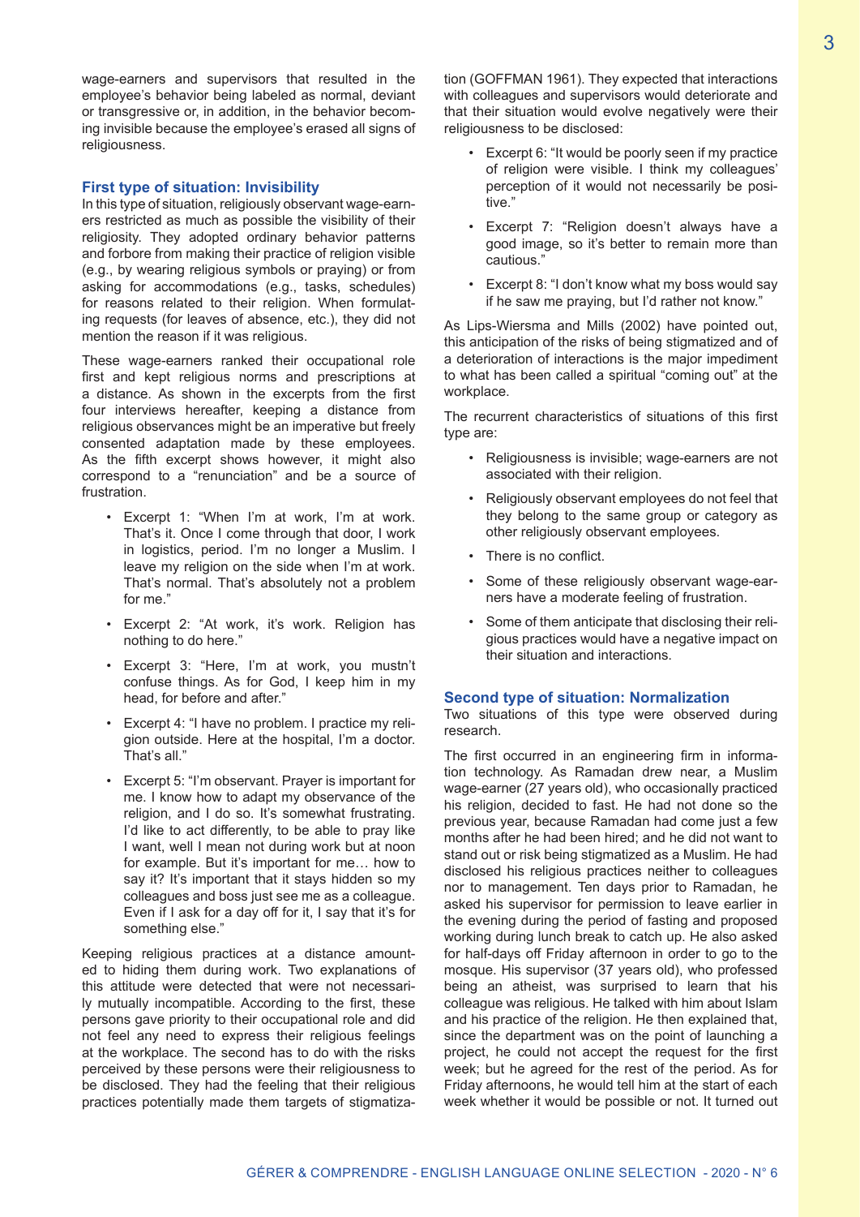wage-earners and supervisors that resulted in the employee's behavior being labeled as normal, deviant or transgressive or, in addition, in the behavior becoming invisible because the employee's erased all signs of religiousness.

### First type of situation: Invisibility

In this type of situation, religiously observant wage-earners restricted as much as possible the visibility of their religiosity. They adopted ordinary behavior patterns and forbore from making their practice of religion visible (e.g., by wearing religious symbols or praying) or from asking for accommodations (e.g., tasks, schedules) for reasons related to their religion. When formulating requests (for leaves of absence, etc.), they did not mention the reason if it was religious.

These wage-earners ranked their occupational role first and kept religious norms and prescriptions at a distance. As shown in the excerpts from the first four interviews hereafter, keeping a distance from religious observances might be an imperative but freely consented adaptation made by these employees. As the fifth excerpt shows however, it might also correspond to a "renunciation" and be a source of frustration.

- Excerpt 1: "When I'm at work, I'm at work. That's it. Once I come through that door, I work in logistics, period. I'm no longer a Muslim. I leave my religion on the side when I'm at work. That's normal. That's absolutely not a problem for me."
- Excerpt 2: "At work, it's work. Religion has nothing to do here."
- Excerpt 3: "Here, I'm at work, you mustn't confuse things. As for God, I keep him in my head, for before and after."
- Excerpt 4: "I have no problem. I practice my religion outside. Here at the hospital, I'm a doctor. That's all."
- Excerpt 5: "I'm observant. Prayer is important for me. I know how to adapt my observance of the religion, and I do so. It's somewhat frustrating. I'd like to act differently, to be able to pray like I want, well I mean not during work but at noon for example. But it's important for me… how to say it? It's important that it stays hidden so my colleagues and boss just see me as a colleague. Even if I ask for a day off for it, I say that it's for something else."

Keeping religious practices at a distance amounted to hiding them during work. Two explanations of this attitude were detected that were not necessarily mutually incompatible. According to the first, these persons gave priority to their occupational role and did not feel any need to express their religious feelings at the workplace. The second has to do with the risks perceived by these persons were their religiousness to be disclosed. They had the feeling that their religious practices potentially made them targets of stigmatization (GOFFMAN 1961). They expected that interactions with colleagues and supervisors would deteriorate and that their situation would evolve negatively were their religiousness to be disclosed:

- Excerpt 6: "It would be poorly seen if my practice of religion were visible. I think my colleagues' perception of it would not necessarily be positive."
- Excerpt 7: "Religion doesn't always have a good image, so it's better to remain more than cautious."
- Excerpt 8: "I don't know what my boss would say if he saw me praying, but I'd rather not know."

As Lips-Wiersma and Mills (2002) have pointed out, this anticipation of the risks of being stigmatized and of a deterioration of interactions is the major impediment to what has been called a spiritual "coming out" at the workplace.

The recurrent characteristics of situations of this first type are:

- Religiousness is invisible; wage-earners are not associated with their religion.
- Religiously observant employees do not feel that they belong to the same group or category as other religiously observant employees.
- There is no conflict.
- Some of these religiously observant wage-earners have a moderate feeling of frustration.
- Some of them anticipate that disclosing their religious practices would have a negative impact on their situation and interactions.

### Second type of situation: Normalization

Two situations of this type were observed during research.

The first occurred in an engineering firm in information technology. As Ramadan drew near, a Muslim wage-earner (27 years old), who occasionally practiced his religion, decided to fast. He had not done so the previous year, because Ramadan had come just a few months after he had been hired; and he did not want to stand out or risk being stigmatized as a Muslim. He had disclosed his religious practices neither to colleagues nor to management. Ten days prior to Ramadan, he asked his supervisor for permission to leave earlier in the evening during the period of fasting and proposed working during lunch break to catch up. He also asked for half-days off Friday afternoon in order to go to the mosque. His supervisor (37 years old), who professed being an atheist, was surprised to learn that his colleague was religious. He talked with him about Islam and his practice of the religion. He then explained that, since the department was on the point of launching a project, he could not accept the request for the first week; but he agreed for the rest of the period. As for Friday afternoons, he would tell him at the start of each week whether it would be possible or not. It turned out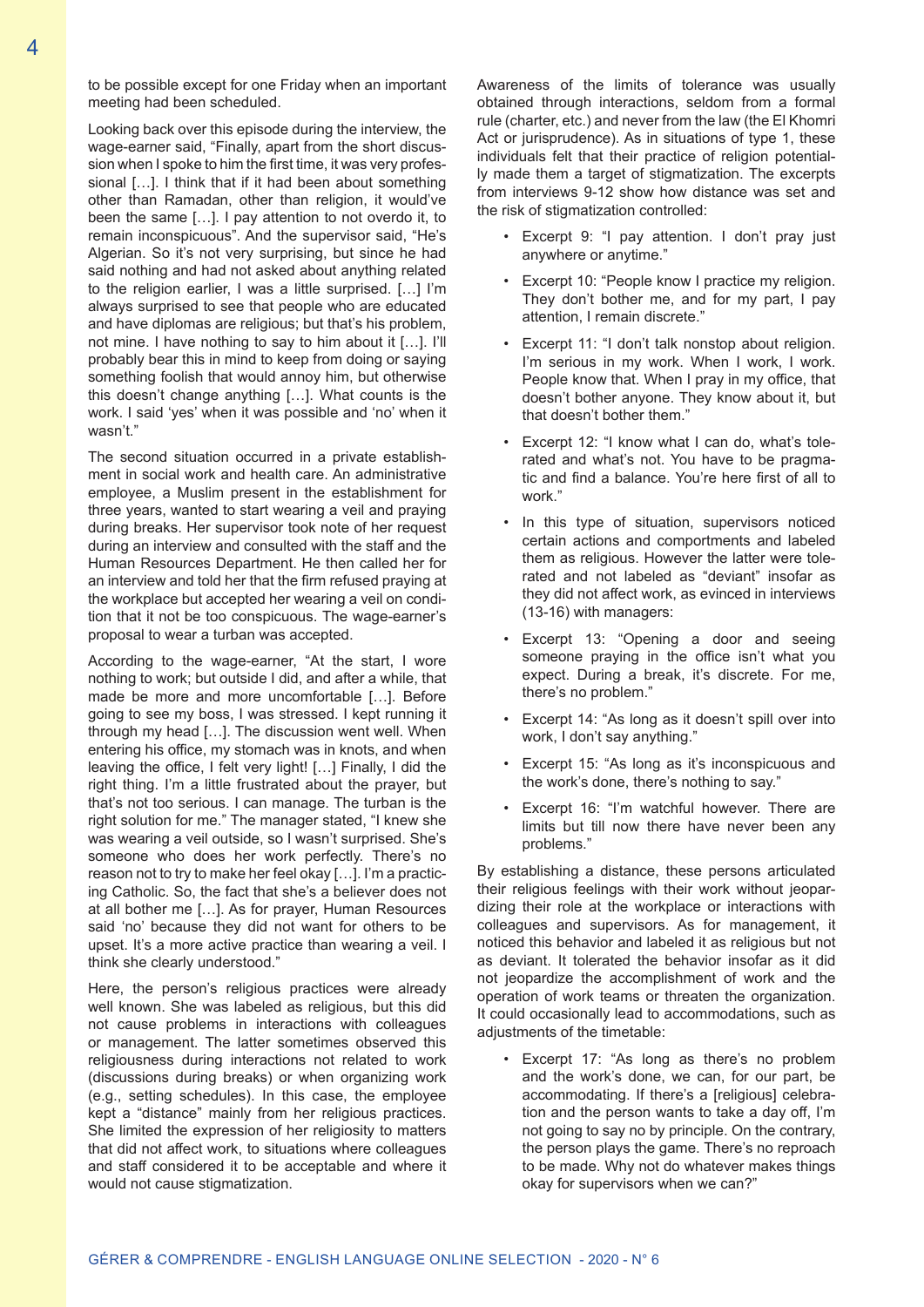to be possible except for one Friday when an important meeting had been scheduled.

Looking back over this episode during the interview, the wage-earner said, "Finally, apart from the short discussion when I spoke to him the first time, it was very professional […]. I think that if it had been about something other than Ramadan, other than religion, it would've been the same […]. I pay attention to not overdo it, to remain inconspicuous". And the supervisor said, "He's Algerian. So it's not very surprising, but since he had said nothing and had not asked about anything related to the religion earlier, I was a little surprised. […] I'm always surprised to see that people who are educated and have diplomas are religious; but that's his problem, not mine. I have nothing to say to him about it […]. I'll probably bear this in mind to keep from doing or saying something foolish that would annoy him, but otherwise this doesn't change anything […]. What counts is the work. I said 'yes' when it was possible and 'no' when it wasn't."

The second situation occurred in a private establishment in social work and health care. An administrative employee, a Muslim present in the establishment for three years, wanted to start wearing a veil and praying during breaks. Her supervisor took note of her request during an interview and consulted with the staff and the Human Resources Department. He then called her for an interview and told her that the firm refused praying at the workplace but accepted her wearing a veil on condition that it not be too conspicuous. The wage-earner's proposal to wear a turban was accepted.

According to the wage-earner, "At the start, I wore nothing to work; but outside I did, and after a while, that made be more and more uncomfortable […]. Before going to see my boss, I was stressed. I kept running it through my head […]. The discussion went well. When entering his office, my stomach was in knots, and when leaving the office, I felt very light! […] Finally, I did the right thing. I'm a little frustrated about the prayer, but that's not too serious. I can manage. The turban is the right solution for me." The manager stated, "I knew she was wearing a veil outside, so I wasn't surprised. She's someone who does her work perfectly. There's no reason not to try to make her feel okay […]. I'm a practicing Catholic. So, the fact that she's a believer does not at all bother me […]. As for prayer, Human Resources said 'no' because they did not want for others to be upset. It's a more active practice than wearing a veil. I think she clearly understood."

Here, the person's religious practices were already well known. She was labeled as religious, but this did not cause problems in interactions with colleagues or management. The latter sometimes observed this religiousness during interactions not related to work (discussions during breaks) or when organizing work (e.g., setting schedules). In this case, the employee kept a "distance" mainly from her religious practices. She limited the expression of her religiosity to matters that did not affect work, to situations where colleagues and staff considered it to be acceptable and where it would not cause stigmatization.

Awareness of the limits of tolerance was usually obtained through interactions, seldom from a formal rule (charter, etc.) and never from the law (the El Khomri Act or jurisprudence). As in situations of type 1, these individuals felt that their practice of religion potentially made them a target of stigmatization. The excerpts from interviews 9-12 show how distance was set and the risk of stigmatization controlled:

- Excerpt 9: "I pay attention. I don't pray just anywhere or anytime."
- Excerpt 10: "People know I practice my religion. They don't bother me, and for my part, I pay attention, I remain discrete."
- Excerpt 11: "I don't talk nonstop about religion. I'm serious in my work. When I work, I work. People know that. When I pray in my office, that doesn't bother anyone. They know about it, but that doesn't bother them."
- Excerpt 12: "I know what I can do, what's tolerated and what's not. You have to be pragmatic and find a balance. You're here first of all to work."
- In this type of situation, supervisors noticed certain actions and comportments and labeled them as religious. However the latter were tolerated and not labeled as "deviant" insofar as they did not affect work, as evinced in interviews (13-16) with managers:
- Excerpt 13: "Opening a door and seeing someone praying in the office isn't what you expect. During a break, it's discrete. For me, there's no problem."
- Excerpt 14: "As long as it doesn't spill over into work, I don't say anything."
- Excerpt 15: "As long as it's inconspicuous and the work's done, there's nothing to say."
- Excerpt 16: "I'm watchful however. There are limits but till now there have never been any problems."

By establishing a distance, these persons articulated their religious feelings with their work without jeopardizing their role at the workplace or interactions with colleagues and supervisors. As for management, it noticed this behavior and labeled it as religious but not as deviant. It tolerated the behavior insofar as it did not jeopardize the accomplishment of work and the operation of work teams or threaten the organization. It could occasionally lead to accommodations, such as adjustments of the timetable:

- Excerpt 17: "As long as there's no problem and the work's done, we can, for our part, be accommodating. If there's a [religious] celebration and the person wants to take a day off, I'm not going to say no by principle. On the contrary, the person plays the game. There's no reproach to be made. Why not do whatever makes things okay for supervisors when we can?"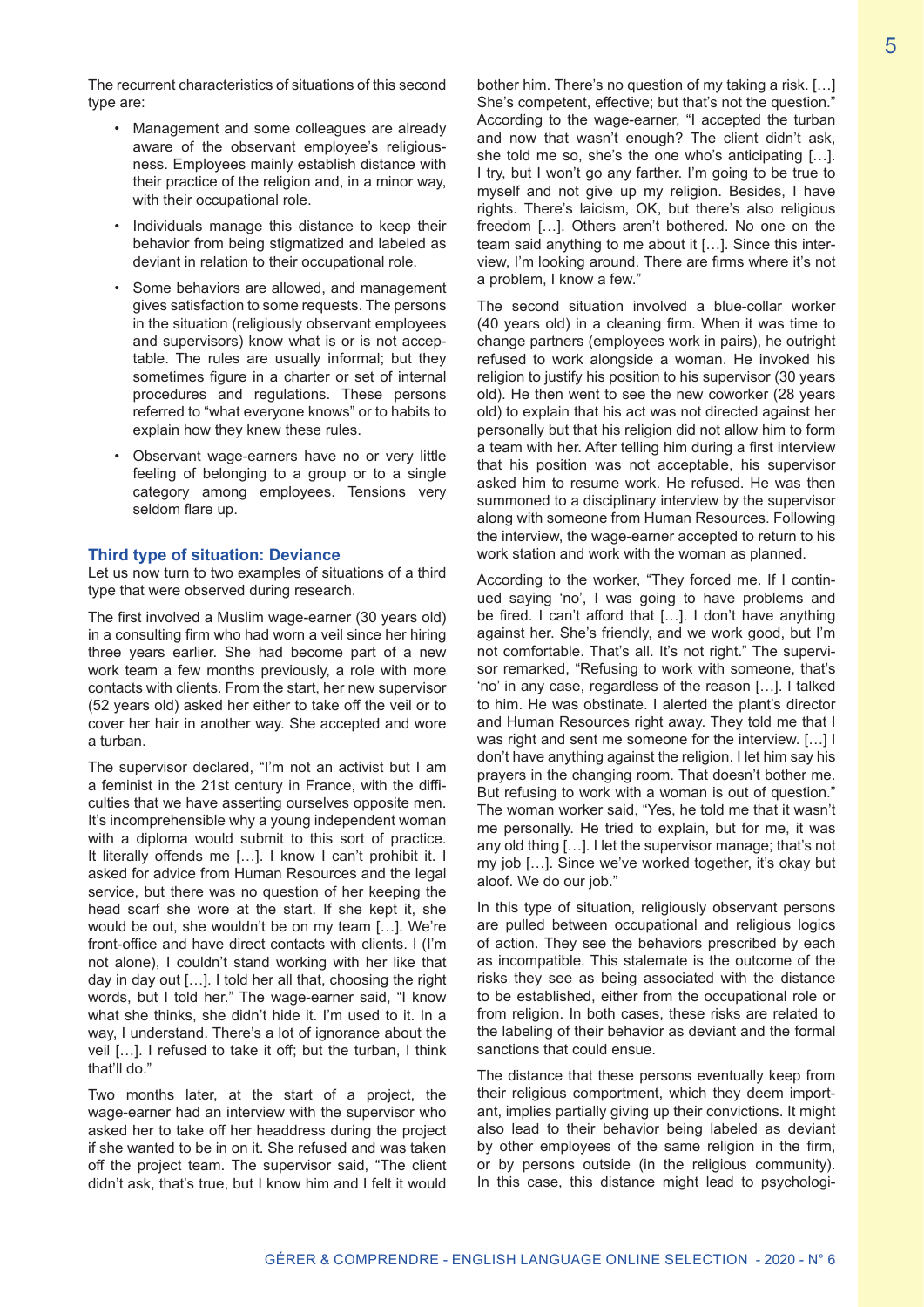The recurrent characteristics of situations of this second type are:

- Management and some colleagues are already aware of the observant employee's religiousness. Employees mainly establish distance with their practice of the religion and, in a minor way, with their occupational role.
- Individuals manage this distance to keep their behavior from being stigmatized and labeled as deviant in relation to their occupational role.
- Some behaviors are allowed, and management gives satisfaction to some requests. The persons in the situation (religiously observant employees and supervisors) know what is or is not acceptable. The rules are usually informal; but they sometimes figure in a charter or set of internal procedures and regulations. These persons referred to "what everyone knows" or to habits to explain how they knew these rules.
- Observant wage-earners have no or very little feeling of belonging to a group or to a single category among employees. Tensions very seldom flare up.

### Third type of situation: Deviance

Let us now turn to two examples of situations of a third type that were observed during research.

The first involved a Muslim wage-earner (30 years old) in a consulting firm who had worn a veil since her hiring three years earlier. She had become part of a new work team a few months previously, a role with more contacts with clients. From the start, her new supervisor (52 years old) asked her either to take off the veil or to cover her hair in another way. She accepted and wore a turban.

The supervisor declared, "I'm not an activist but I am a feminist in the 21st century in France, with the difficulties that we have asserting ourselves opposite men. It's incomprehensible why a young independent woman with a diploma would submit to this sort of practice. It literally offends me […]. I know I can't prohibit it. I asked for advice from Human Resources and the legal service, but there was no question of her keeping the head scarf she wore at the start. If she kept it, she would be out, she wouldn't be on my team […]. We're front-office and have direct contacts with clients. I (I'm not alone), I couldn't stand working with her like that day in day out […]. I told her all that, choosing the right words, but I told her." The wage-earner said, "I know what she thinks, she didn't hide it. I'm used to it. In a way, I understand. There's a lot of ignorance about the veil […]. I refused to take it off; but the turban, I think that'll do."

Two months later, at the start of a project, the wage-earner had an interview with the supervisor who asked her to take off her headdress during the project if she wanted to be in on it. She refused and was taken off the project team. The supervisor said, "The client didn't ask, that's true, but I know him and I felt it would bother him. There's no question of my taking a risk. […] She's competent, effective; but that's not the question." According to the wage-earner, "I accepted the turban and now that wasn't enough? The client didn't ask, she told me so, she's the one who's anticipating […]. I try, but I won't go any farther. I'm going to be true to myself and not give up my religion. Besides, I have rights. There's laicism, OK, but there's also religious freedom […]. Others aren't bothered. No one on the team said anything to me about it […]. Since this interview, I'm looking around. There are firms where it's not a problem, I know a few."

The second situation involved a blue-collar worker (40 years old) in a cleaning firm. When it was time to change partners (employees work in pairs), he outright refused to work alongside a woman. He invoked his religion to justify his position to his supervisor (30 years old). He then went to see the new coworker (28 years old) to explain that his act was not directed against her personally but that his religion did not allow him to form a team with her. After telling him during a first interview that his position was not acceptable, his supervisor asked him to resume work. He refused. He was then summoned to a disciplinary interview by the supervisor along with someone from Human Resources. Following the interview, the wage-earner accepted to return to his work station and work with the woman as planned.

According to the worker, "They forced me. If I continued saying 'no', I was going to have problems and be fired. I can't afford that […]. I don't have anything against her. She's friendly, and we work good, but I'm not comfortable. That's all. It's not right." The supervisor remarked, "Refusing to work with someone, that's 'no' in any case, regardless of the reason […]. I talked to him. He was obstinate. I alerted the plant's director and Human Resources right away. They told me that I was right and sent me someone for the interview. […] I don't have anything against the religion. I let him say his prayers in the changing room. That doesn't bother me. But refusing to work with a woman is out of question." The woman worker said, "Yes, he told me that it wasn't me personally. He tried to explain, but for me, it was any old thing […]. I let the supervisor manage; that's not my job […]. Since we've worked together, it's okay but aloof. We do our job."

In this type of situation, religiously observant persons are pulled between occupational and religious logics of action. They see the behaviors prescribed by each as incompatible. This stalemate is the outcome of the risks they see as being associated with the distance to be established, either from the occupational role or from religion. In both cases, these risks are related to the labeling of their behavior as deviant and the formal sanctions that could ensue.

The distance that these persons eventually keep from their religious comportment, which they deem important, implies partially giving up their convictions. It might also lead to their behavior being labeled as deviant by other employees of the same religion in the firm, or by persons outside (in the religious community). In this case, this distance might lead to psychologi-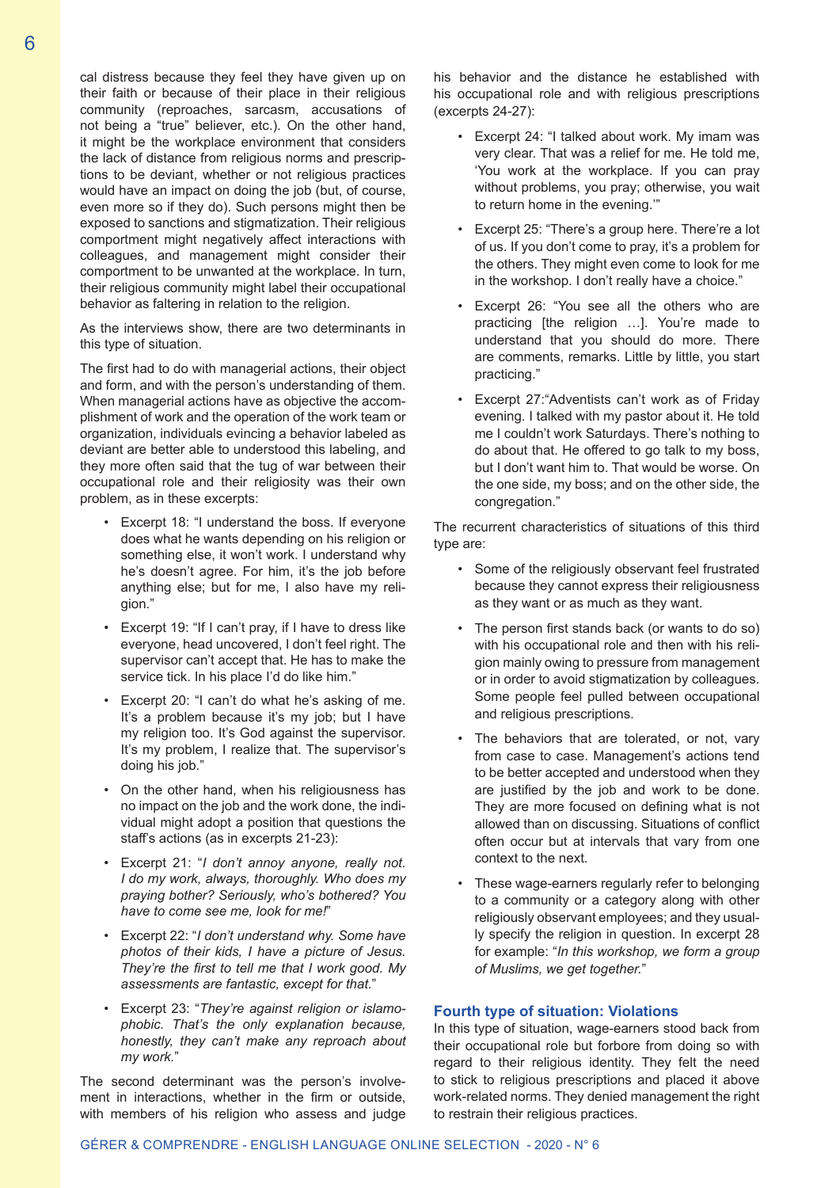cal distress because they feel they have given up on their faith or because of their place in their religious community (reproaches, sarcasm, accusations of not being a "true" believer, etc.). On the other hand, it might be the workplace environment that considers the lack of distance from religious norms and prescriptions to be deviant, whether or not religious practices would have an impact on doing the job (but, of course, even more so if they do). Such persons might then be exposed to sanctions and stigmatization. Their religious comportment might negatively affect interactions with colleagues, and management might consider their comportment to be unwanted at the workplace. In turn, their religious community might label their occupational behavior as faltering in relation to the religion.

As the interviews show, there are two determinants in this type of situation.

The first had to do with managerial actions, their object and form, and with the person's understanding of them. When managerial actions have as objective the accomplishment of work and the operation of the work team or organization, individuals evincing a behavior labeled as deviant are better able to understood this labeling, and they more often said that the tug of war between their occupational role and their religiosity was their own problem, as in these excerpts:

- Excerpt 18: "I understand the boss. If everyone does what he wants depending on his religion or something else, it won't work. I understand why he's doesn't agree. For him, it's the job before anything else; but for me, I also have my religion."
- Excerpt 19: "If I can't pray, if I have to dress like everyone, head uncovered, I don't feel right. The supervisor can't accept that. He has to make the service tick. In his place I'd do like him."
- Excerpt 20: "I can't do what he's asking of me. It's a problem because it's my job; but I have my religion too. It's God against the supervisor. It's my problem, I realize that. The supervisor's doing his job."
- On the other hand, when his religiousness has no impact on the job and the work done, the individual might adopt a position that questions the staff's actions (as in excerpts 21-23):
- Excerpt 21: "*I don't annoy anyone, really not. I do my work, always, thoroughly. Who does my praying bother? Seriously, who's bothered? You have to come see me, look for me!*"
- Excerpt 22: "*I don't understand why. Some have photos of their kids, I have a picture of Jesus. They're the first to tell me that I work good. My assessments are fantastic, except for that.*"
- Excerpt 23: "*They're against religion or islamophobic. That's the only explanation because, honestly, they can't make any reproach about my work.*"

The second determinant was the person's involvement in interactions, whether in the firm or outside, with members of his religion who assess and judge his behavior and the distance he established with his occupational role and with religious prescriptions (excerpts 24-27):

- Excerpt 24: "I talked about work. My imam was very clear. That was a relief for me. He told me, 'You work at the workplace. If you can pray without problems, you pray; otherwise, you wait to return home in the evening.'"
- Excerpt 25: "There's a group here. There're a lot of us. If you don't come to pray, it's a problem for the others. They might even come to look for me in the workshop. I don't really have a choice."
- Excerpt 26: "You see all the others who are practicing [the religion …]. You're made to understand that you should do more. There are comments, remarks. Little by little, you start practicing."
- Excerpt 27:"Adventists can't work as of Friday evening. I talked with my pastor about it. He told me I couldn't work Saturdays. There's nothing to do about that. He offered to go talk to my boss, but I don't want him to. That would be worse. On the one side, my boss; and on the other side, the congregation."

The recurrent characteristics of situations of this third type are:

- Some of the religiously observant feel frustrated because they cannot express their religiousness as they want or as much as they want.
- The person first stands back (or wants to do so) with his occupational role and then with his religion mainly owing to pressure from management or in order to avoid stigmatization by colleagues. Some people feel pulled between occupational and religious prescriptions.
- The behaviors that are tolerated, or not, vary from case to case. Management's actions tend to be better accepted and understood when they are justified by the job and work to be done. They are more focused on defining what is not allowed than on discussing. Situations of conflict often occur but at intervals that vary from one context to the next.
- These wage-earners regularly refer to belonging to a community or a category along with other religiously observant employees; and they usually specify the religion in question. In excerpt 28 for example: "*In this workshop, we form a group of Muslims, we get together.*"

## Fourth type of situation: Violations

In this type of situation, wage-earners stood back from their occupational role but forbore from doing so with regard to their religious identity. They felt the need to stick to religious prescriptions and placed it above work-related norms. They denied management the right to restrain their religious practices.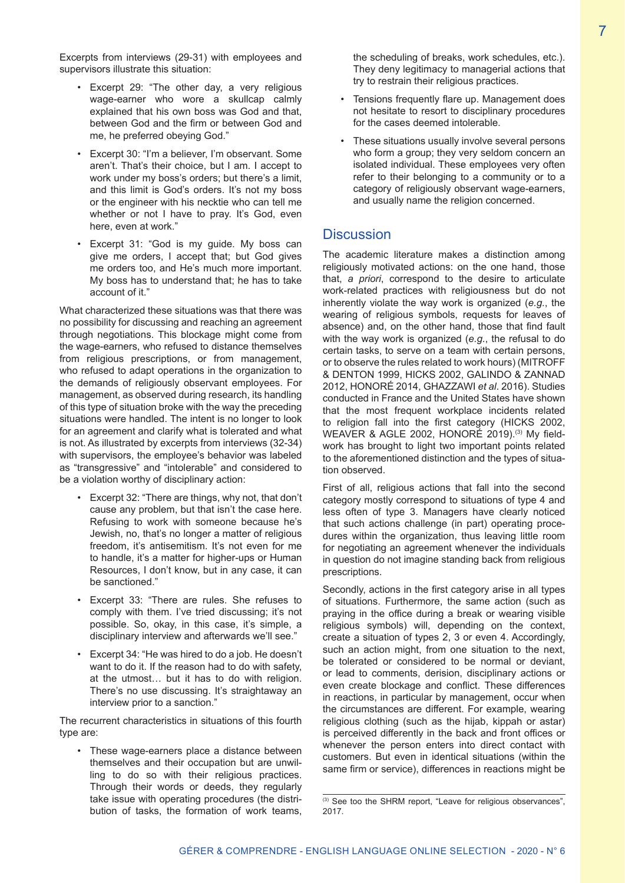Excerpts from interviews (29-31) with employees and supervisors illustrate this situation:

- Excerpt 29: "The other day, a very religious wage-earner who wore a skullcap calmly explained that his own boss was God and that, between God and the firm or between God and me, he preferred obeying God."
- Excerpt 30: "I'm a believer, I'm observant. Some aren't. That's their choice, but I am. I accept to work under my boss's orders; but there's a limit, and this limit is God's orders. It's not my boss or the engineer with his necktie who can tell me whether or not I have to pray. It's God, even here, even at work."
- Excerpt 31: "God is my guide. My boss can give me orders, I accept that; but God gives me orders too, and He's much more important. My boss has to understand that; he has to take account of it."

What characterized these situations was that there was no possibility for discussing and reaching an agreement through negotiations. This blockage might come from the wage-earners, who refused to distance themselves from religious prescriptions, or from management, who refused to adapt operations in the organization to the demands of religiously observant employees. For management, as observed during research, its handling of this type of situation broke with the way the preceding situations were handled. The intent is no longer to look for an agreement and clarify what is tolerated and what is not. As illustrated by excerpts from interviews (32-34) with supervisors, the employee's behavior was labeled as "transgressive" and "intolerable" and considered to be a violation worthy of disciplinary action:

- Excerpt 32: "There are things, why not, that don't cause any problem, but that isn't the case here. Refusing to work with someone because he's Jewish, no, that's no longer a matter of religious freedom, it's antisemitism. It's not even for me to handle, it's a matter for higher-ups or Human Resources, I don't know, but in any case, it can be sanctioned."
- Excerpt 33: "There are rules. She refuses to comply with them. I've tried discussing; it's not possible. So, okay, in this case, it's simple, a disciplinary interview and afterwards we'll see."
- Excerpt 34: "He was hired to do a job. He doesn't want to do it. If the reason had to do with safety, at the utmost… but it has to do with religion. There's no use discussing. It's straightaway an interview prior to a sanction."

The recurrent characteristics in situations of this fourth type are:

- These wage-earners place a distance between themselves and their occupation but are unwilling to do so with their religious practices. Through their words or deeds, they regularly take issue with operating procedures (the distribution of tasks, the formation of work teams, the scheduling of breaks, work schedules, etc.). They deny legitimacy to managerial actions that try to restrain their religious practices.
- Tensions frequently flare up. Management does not hesitate to resort to disciplinary procedures for the cases deemed intolerable.
- These situations usually involve several persons who form a group; they very seldom concern an isolated individual. These employees very often refer to their belonging to a community or to a category of religiously observant wage-earners, and usually name the religion concerned.

## Discussion

The academic literature makes a distinction among religiously motivated actions: on the one hand, those that, *a priori*, correspond to the desire to articulate work-related practices with religiousness but do not inherently violate the way work is organized (*e.g.*, the wearing of religious symbols, requests for leaves of absence) and, on the other hand, those that find fault with the way work is organized (*e.g.*, the refusal to do certain tasks, to serve on a team with certain persons, or to observe the rules related to work hours) (MITROFF & DENTON 1999, HICKS 2002, GALINDO & ZANNAD 2012, HONORÉ 2014, GHAZZAWI *et al*. 2016). Studies conducted in France and the United States have shown that the most frequent workplace incidents related to religion fall into the first category (HICKS 2002, WEAVER & AGLE 2002, HONORÉ 2019).[3] My fieldwork has brought to light two important points related to the aforementioned distinction and the types of situation observed.

First of all, religious actions that fall into the second category mostly correspond to situations of type 4 and less often of type 3. Managers have clearly noticed that such actions challenge (in part) operating procedures within the organization, thus leaving little room for negotiating an agreement whenever the individuals in question do not imagine standing back from religious prescriptions.

Secondly, actions in the first category arise in all types of situations. Furthermore, the same action (such as praying in the office during a break or wearing visible religious symbols) will, depending on the context, create a situation of types 2, 3 or even 4. Accordingly, such an action might, from one situation to the next, be tolerated or considered to be normal or deviant, or lead to comments, derision, disciplinary actions or even create blockage and conflict. These differences in reactions, in particular by management, occur when the circumstances are different. For example, wearing religious clothing (such as the hijab, kippah or astar) is perceived differently in the back and front offices or whenever the person enters into direct contact with customers. But even in identical situations (within the same firm or service), differences in reactions might be

---

[3] See too the SHRM report, "Leave for religious observances", 2017.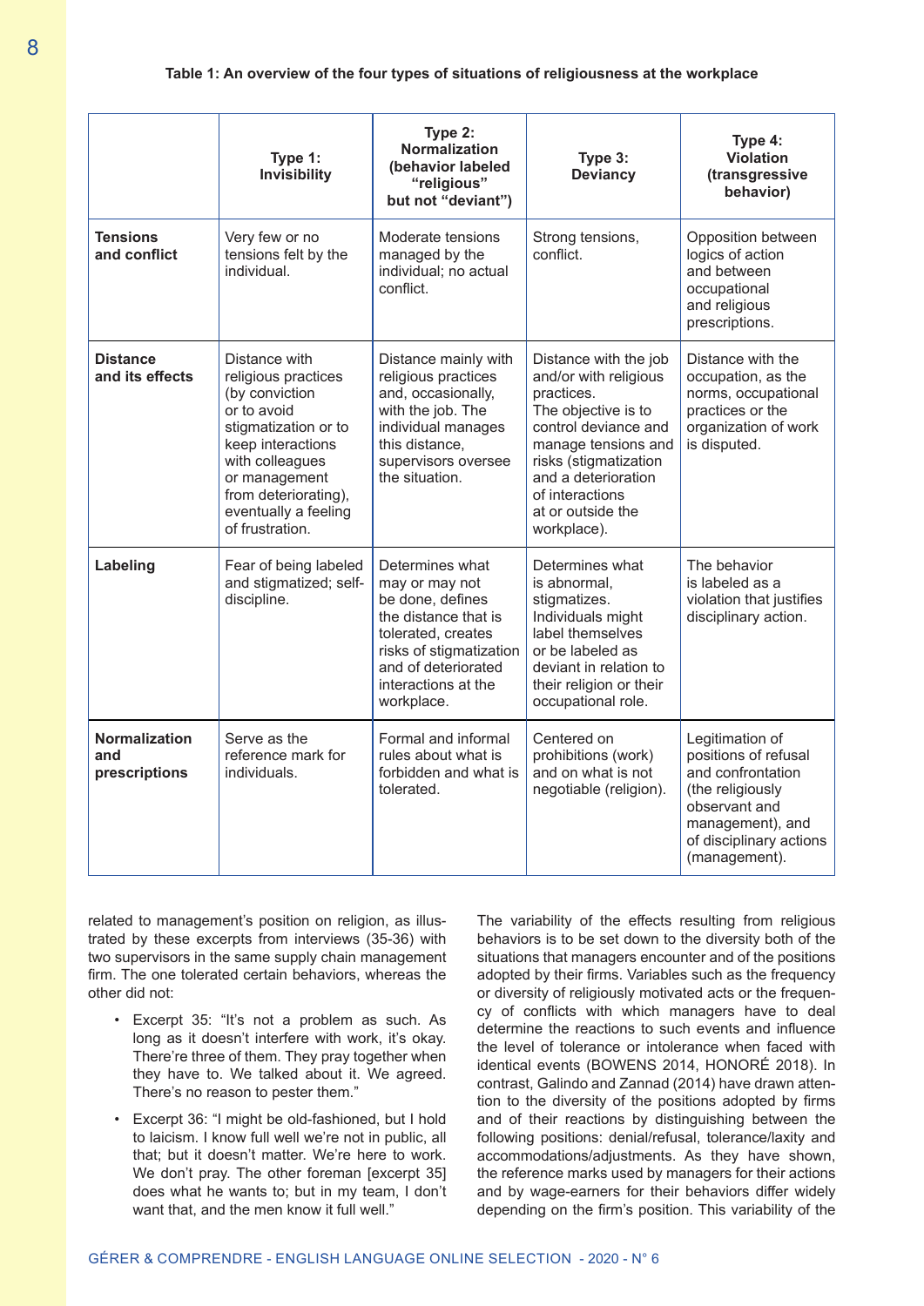**Table 1: An overview of the four types of situations of religiousness at the workplace**

| | Type 1: Invisibility | Type 2: Normalization (behavior labeled "religious" but not "deviant") | Type 3: Deviancy | Type 4: Violation (transgressive behavior) |
|---|---|---|---|---|
| **Tensions and conflict** | Very few or no tensions felt by the individual. | Moderate tensions managed by the individual; no actual conflict. | Strong tensions, conflict. | Opposition between logics of action and between occupational and religious prescriptions. |
| **Distance and its effects** | Distance with religious practices (by conviction or to avoid stigmatization or to keep interactions with colleagues or management from deteriorating), eventually a feeling of frustration. | Distance mainly with religious practices and, occasionally, with the job. The individual manages this distance, supervisors oversee the situation. | Distance with the job and/or with religious practices. The objective is to control deviance and manage tensions and risks (stigmatization and a deterioration of interactions at or outside the workplace). | Distance with the occupation, as the norms, occupational practices or the organization of work is disputed. |
| **Labeling** | Fear of being labeled and stigmatized; self-discipline. | Determines what may or may not be done, defines the distance that is tolerated, creates risks of stigmatization and of deteriorated interactions at the workplace. | Determines what is abnormal, stigmatizes. Individuals might label themselves or be labeled as deviant in relation to their religion or their occupational role. | The behavior is labeled as a violation that justifies disciplinary action. |
| **Normalization and prescriptions** | Serve as the reference mark for individuals. | Formal and informal rules about what is forbidden and what is tolerated. | Centered on prohibitions (work) and on what is not negotiable (religion). | Legitimation of positions of refusal and confrontation (the religiously observant and management), and of disciplinary actions (management). |

related to management's position on religion, as illustrated by these excerpts from interviews (35-36) with two supervisors in the same supply chain management firm. The one tolerated certain behaviors, whereas the other did not:

- Excerpt 35: "It's not a problem as such. As long as it doesn't interfere with work, it's okay. There're three of them. They pray together when they have to. We talked about it. We agreed. There's no reason to pester them."
- Excerpt 36: "I might be old-fashioned, but I hold to laicism. I know full well we're not in public, all that; but it doesn't matter. We're here to work. We don't pray. The other foreman [excerpt 35] does what he wants to; but in my team, I don't want that, and the men know it full well."

The variability of the effects resulting from religious behaviors is to be set down to the diversity both of the situations that managers encounter and of the positions adopted by their firms. Variables such as the frequency or diversity of religiously motivated acts or the frequency of conflicts with which managers have to deal determine the reactions to such events and influence the level of tolerance or intolerance when faced with identical events (BOWENS 2014, HONORÉ 2018). In contrast, Galindo and Zannad (2014) have drawn attention to the diversity of the positions adopted by firms and of their reactions by distinguishing between the following positions: denial/refusal, tolerance/laxity and accommodations/adjustments. As they have shown, the reference marks used by managers for their actions and by wage-earners for their behaviors differ widely depending on the firm's position. This variability of the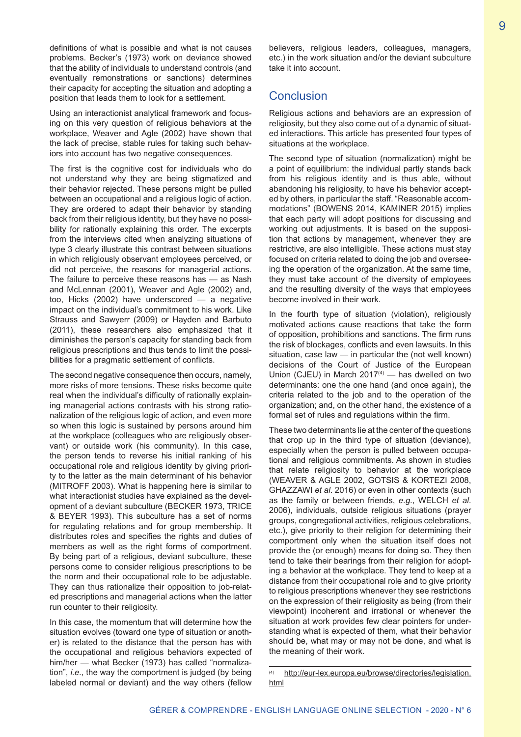definitions of what is possible and what is not causes problems. Becker's (1973) work on deviance showed that the ability of individuals to understand controls (and eventually remonstrations or sanctions) determines their capacity for accepting the situation and adopting a position that leads them to look for a settlement.

Using an interactionist analytical framework and focusing on this very question of religious behaviors at the workplace, Weaver and Agle (2002) have shown that the lack of precise, stable rules for taking such behaviors into account has two negative consequences.

The first is the cognitive cost for individuals who do not understand why they are being stigmatized and their behavior rejected. These persons might be pulled between an occupational and a religious logic of action. They are ordered to adapt their behavior by standing back from their religious identity, but they have no possibility for rationally explaining this order. The excerpts from the interviews cited when analyzing situations of type 3 clearly illustrate this contrast between situations in which religiously observant employees perceived, or did not perceive, the reasons for managerial actions. The failure to perceive these reasons has — as Nash and McLennan (2001), Weaver and Agle (2002) and, too, Hicks (2002) have underscored — a negative impact on the individual's commitment to his work. Like Strauss and Sawyerr (2009) or Hayden and Barbuto (2011), these researchers also emphasized that it diminishes the person's capacity for standing back from religious prescriptions and thus tends to limit the possibilities for a pragmatic settlement of conflicts.

The second negative consequence then occurs, namely, more risks of more tensions. These risks become quite real when the individual's difficulty of rationally explaining managerial actions contrasts with his strong rationalization of the religious logic of action, and even more so when this logic is sustained by persons around him at the workplace (colleagues who are religiously observant) or outside work (his community). In this case, the person tends to reverse his initial ranking of his occupational role and religious identity by giving priority to the latter as the main determinant of his behavior (MITROFF 2003). What is happening here is similar to what interactionist studies have explained as the development of a deviant subculture (BECKER 1973, TRICE & BEYER 1993). This subculture has a set of norms for regulating relations and for group membership. It distributes roles and specifies the rights and duties of members as well as the right forms of comportment. By being part of a religious, deviant subculture, these persons come to consider religious prescriptions to be the norm and their occupational role to be adjustable. They can thus rationalize their opposition to job-related prescriptions and managerial actions when the latter run counter to their religiosity.

In this case, the momentum that will determine how the situation evolves (toward one type of situation or another) is related to the distance that the person has with the occupational and religious behaviors expected of him/her — what Becker (1973) has called "normalization", *i.e.*, the way the comportment is judged (by being labeled normal or deviant) and the way others (fellow believers, religious leaders, colleagues, managers, etc.) in the work situation and/or the deviant subculture take it into account.

## Conclusion

Religious actions and behaviors are an expression of religiosity, but they also come out of a dynamic of situated interactions. This article has presented four types of situations at the workplace.

The second type of situation (normalization) might be a point of equilibrium: the individual partly stands back from his religious identity and is thus able, without abandoning his religiosity, to have his behavior accepted by others, in particular the staff. "Reasonable accommodations" (BOWENS 2014, KAMINER 2015) implies that each party will adopt positions for discussing and working out adjustments. It is based on the supposition that actions by management, whenever they are restrictive, are also intelligible. These actions must stay focused on criteria related to doing the job and overseeing the operation of the organization. At the same time, they must take account of the diversity of employees and the resulting diversity of the ways that employees become involved in their work.

In the fourth type of situation (violation), religiously motivated actions cause reactions that take the form of opposition, prohibitions and sanctions. The firm runs the risk of blockages, conflicts and even lawsuits. In this situation, case law — in particular the (not well known) decisions of the Court of Justice of the European Union (CJEU) in March 2017[4] — has dwelled on two determinants: one the one hand (and once again), the criteria related to the job and to the operation of the organization; and, on the other hand, the existence of a formal set of rules and regulations within the firm.

These two determinants lie at the center of the questions that crop up in the third type of situation (deviance), especially when the person is pulled between occupational and religious commitments. As shown in studies that relate religiosity to behavior at the workplace (WEAVER & AGLE 2002, GOTSIS & KORTEZI 2008, GHAZZAWI *et al*. 2016) or even in other contexts (such as the family or between friends, *e.g.*, WELCH *et al*. 2006), individuals, outside religious situations (prayer groups, congregational activities, religious celebrations, etc.), give priority to their religion for determining their comportment only when the situation itself does not provide the (or enough) means for doing so. They then tend to take their bearings from their religion for adopting a behavior at the workplace. They tend to keep at a distance from their occupational role and to give priority to religious prescriptions whenever they see restrictions on the expression of their religiosity as being (from their viewpoint) incoherent and irrational or whenever the situation at work provides few clear pointers for understanding what is expected of them, what their behavior should be, what may or may not be done, and what is the meaning of their work.

---

[4] http://eur-lex.europa.eu/browse/directories/legislation.html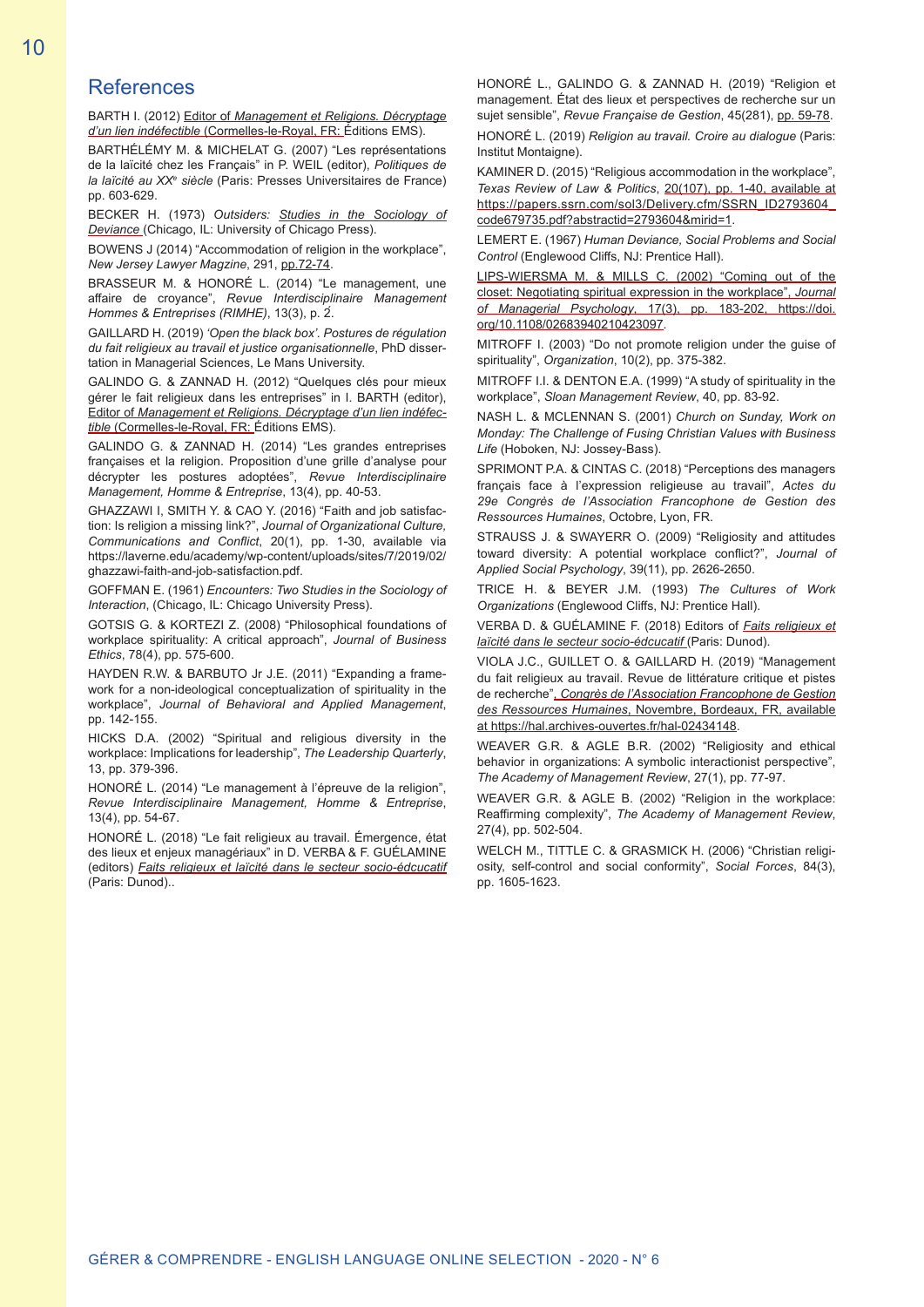## References

BARTH I. (2012) Editor of *Management et Religions. Décryptage d'un lien indéfectible* (Cormelles-le-Royal, FR: Éditions EMS).

BARTHÉLÉMY M. & MICHELAT G. (2007) "Les représentations de la laïcité chez les Français" in P. WEIL (editor), *Politiques de la laïcité au XXe siècle* (Paris: Presses Universitaires de France) pp. 603-629.

BECKER H. (1973) *Outsiders: Studies in the Sociology of Deviance* (Chicago, IL: University of Chicago Press).

BOWENS J (2014) "Accommodation of religion in the workplace", *New Jersey Lawyer Magzine*, 291, pp.72-74.

BRASSEUR M. & HONORÉ L. (2014) "Le management, une affaire de croyance", *Revue Interdisciplinaire Management Hommes & Entreprises (RIMHE)*, 13(3), p. 2.

GAILLARD H. (2019) *'Open the black box'. Postures de régulation du fait religieux au travail et justice organisationnelle*, PhD dissertation in Managerial Sciences, Le Mans University.

GALINDO G. & ZANNAD H. (2012) "Quelques clés pour mieux gérer le fait religieux dans les entreprises" in I. BARTH (editor), Editor of *Management et Religions. Décryptage d'un lien indéfectible* (Cormelles-le-Royal, FR: Éditions EMS).

GALINDO G. & ZANNAD H. (2014) "Les grandes entreprises françaises et la religion. Proposition d'une grille d'analyse pour décrypter les postures adoptées", *Revue Interdisciplinaire Management, Homme & Entreprise*, 13(4), pp. 40-53.

GHAZZAWI I, SMITH Y. & CAO Y. (2016) "Faith and job satisfaction: Is religion a missing link?", *Journal of Organizational Culture, Communications and Conflict*, 20(1), pp. 1-30, available via https://laverne.edu/academy/wp-content/uploads/sites/7/2019/02/ghazzawi-faith-and-job-satisfaction.pdf.

GOFFMAN E. (1961) *Encounters: Two Studies in the Sociology of Interaction*, (Chicago, IL: Chicago University Press).

GOTSIS G. & KORTEZI Z. (2008) "Philosophical foundations of workplace spirituality: A critical approach", *Journal of Business Ethics*, 78(4), pp. 575-600.

HAYDEN R.W. & BARBUTO Jr J.E. (2011) "Expanding a framework for a non-ideological conceptualization of spirituality in the workplace", *Journal of Behavioral and Applied Management*, pp. 142-155.

HICKS D.A. (2002) "Spiritual and religious diversity in the workplace: Implications for leadership", *The Leadership Quarterly*, 13, pp. 379-396.

HONORÉ L. (2014) "Le management à l'épreuve de la religion", *Revue Interdisciplinaire Management, Homme & Entreprise*, 13(4), pp. 54-67.

HONORÉ L. (2018) "Le fait religieux au travail. Émergence, état des lieux et enjeux managériaux" in D. VERBA & F. GUÉLAMINE (editors) *Faits religieux et laïcité dans le secteur socio-édcucatif* (Paris: Dunod)..

HONORÉ L., GALINDO G. & ZANNAD H. (2019) "Religion et management. État des lieux et perspectives de recherche sur un sujet sensible", *Revue Française de Gestion*, 45(281), pp. 59-78.

HONORÉ L. (2019) *Religion au travail. Croire au dialogue* (Paris: Institut Montaigne).

KAMINER D. (2015) "Religious accommodation in the workplace", *Texas Review of Law & Politics*, 20(107), pp. 1-40, available at https://papers.ssrn.com/sol3/Delivery.cfm/SSRN_ID2793604_code679735.pdf?abstractid=2793604&mirid=1.

LEMERT E. (1967) *Human Deviance, Social Problems and Social Control* (Englewood Cliffs, NJ: Prentice Hall).

LIPS-WIERSMA M. & MILLS C. (2002) "Coming out of the closet: Negotiating spiritual expression in the workplace", *Journal of Managerial Psychology*, 17(3), pp. 183-202, https://doi.org/10.1108/02683940210423097.

MITROFF I. (2003) "Do not promote religion under the guise of spirituality", *Organization*, 10(2), pp. 375-382.

MITROFF I.I. & DENTON E.A. (1999) "A study of spirituality in the workplace", *Sloan Management Review*, 40, pp. 83-92.

NASH L. & MCLENNAN S. (2001) *Church on Sunday, Work on Monday: The Challenge of Fusing Christian Values with Business Life* (Hoboken, NJ: Jossey-Bass).

SPRIMONT P.A. & CINTAS C. (2018) "Perceptions des managers français face à l'expression religieuse au travail", *Actes du 29e Congrès de l'Association Francophone de Gestion des Ressources Humaines*, Octobre, Lyon, FR.

STRAUSS J. & SWAYERR O. (2009) "Religiosity and attitudes toward diversity: A potential workplace conflict?", *Journal of Applied Social Psychology*, 39(11), pp. 2626-2650.

TRICE H. & BEYER J.M. (1993) *The Cultures of Work Organizations* (Englewood Cliffs, NJ: Prentice Hall).

VERBA D. & GUÉLAMINE F. (2018) Editors of *Faits religieux et laïcité dans le secteur socio-édcucatif* (Paris: Dunod).

VIOLA J.C., GUILLET O. & GAILLARD H. (2019) "Management du fait religieux au travail. Revue de littérature critique et pistes de recherche", *Congrès de l'Association Francophone de Gestion des Ressources Humaines*, Novembre, Bordeaux, FR, available at https://hal.archives-ouvertes.fr/hal-02434148.

WEAVER G.R. & AGLE B.R. (2002) "Religiosity and ethical behavior in organizations: A symbolic interactionist perspective", *The Academy of Management Review*, 27(1), pp. 77-97.

WEAVER G.R. & AGLE B. (2002) "Religion in the workplace: Reaffirming complexity", *The Academy of Management Review*, 27(4), pp. 502-504.

WELCH M., TITTLE C. & GRASMICK H. (2006) "Christian religiosity, self-control and social conformity", *Social Forces*, 84(3), pp. 1605-1623.